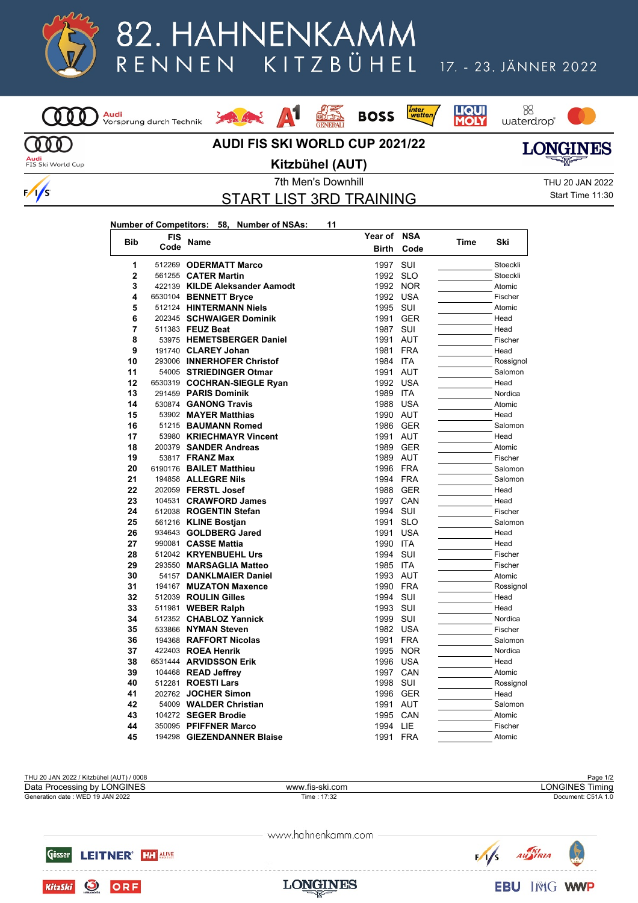# 82. HAHNENKAMM RENNEN KITZBÜHEL

17. - 23. JÄNNER 2022

## AUDI FIS SKI WORLD CUP 2021/22

## Kitzbühel (AUT)

7th Men's Downhill

THU 20 JAN 2022
Start Time 11:30

## START LIST 3RD TRAINING

**Number of Competitors: 58, Number of NSAs: 11**

| Bib | FIS Code | Name | Year of Birth | NSA Code | Time | Ski |
|---|---|---|---|---|---|---|
| 1 | 512269 | **ODERMATT Marco** | 1997 | SUI | | Stoeckli |
| 2 | 561255 | **CATER Martin** | 1992 | SLO | | Stoeckli |
| 3 | 422139 | **KILDE Aleksander Aamodt** | 1992 | NOR | | Atomic |
| 4 | 6530104 | **BENNETT Bryce** | 1992 | USA | | Fischer |
| 5 | 512124 | **HINTERMANN Niels** | 1995 | SUI | | Atomic |
| 6 | 202345 | **SCHWAIGER Dominik** | 1991 | GER | | Head |
| 7 | 511383 | **FEUZ Beat** | 1987 | SUI | | Head |
| 8 | 53975 | **HEMETSBERGER Daniel** | 1991 | AUT | | Fischer |
| 9 | 191740 | **CLAREY Johan** | 1981 | FRA | | Head |
| 10 | 293006 | **INNERHOFER Christof** | 1984 | ITA | | Rossignol |
| 11 | 54005 | **STRIEDINGER Otmar** | 1991 | AUT | | Salomon |
| 12 | 6530319 | **COCHRAN-SIEGLE Ryan** | 1992 | USA | | Head |
| 13 | 291459 | **PARIS Dominik** | 1989 | ITA | | Nordica |
| 14 | 530874 | **GANONG Travis** | 1988 | USA | | Atomic |
| 15 | 53902 | **MAYER Matthias** | 1990 | AUT | | Head |
| 16 | 51215 | **BAUMANN Romed** | 1986 | GER | | Salomon |
| 17 | 53980 | **KRIECHMAYR Vincent** | 1991 | AUT | | Head |
| 18 | 200379 | **SANDER Andreas** | 1989 | GER | | Atomic |
| 19 | 53817 | **FRANZ Max** | 1989 | AUT | | Fischer |
| 20 | 6190176 | **BAILET Matthieu** | 1996 | FRA | | Salomon |
| 21 | 194858 | **ALLEGRE Nils** | 1994 | FRA | | Salomon |
| 22 | 202059 | **FERSTL Josef** | 1988 | GER | | Head |
| 23 | 104531 | **CRAWFORD James** | 1997 | CAN | | Head |
| 24 | 512038 | **ROGENTIN Stefan** | 1994 | SUI | | Fischer |
| 25 | 561216 | **KLINE Bostjan** | 1991 | SLO | | Salomon |
| 26 | 934643 | **GOLDBERG Jared** | 1991 | USA | | Head |
| 27 | 990081 | **CASSE Mattia** | 1990 | ITA | | Head |
| 28 | 512042 | **KRYENBUEHL Urs** | 1994 | SUI | | Fischer |
| 29 | 293550 | **MARSAGLIA Matteo** | 1985 | ITA | | Fischer |
| 30 | 54157 | **DANKLMAIER Daniel** | 1993 | AUT | | Atomic |
| 31 | 194167 | **MUZATON Maxence** | 1990 | FRA | | Rossignol |
| 32 | 512039 | **ROULIN Gilles** | 1994 | SUI | | Head |
| 33 | 511981 | **WEBER Ralph** | 1993 | SUI | | Head |
| 34 | 512352 | **CHABLOZ Yannick** | 1999 | SUI | | Nordica |
| 35 | 533866 | **NYMAN Steven** | 1982 | USA | | Fischer |
| 36 | 194368 | **RAFFORT Nicolas** | 1991 | FRA | | Salomon |
| 37 | 422403 | **ROEA Henrik** | 1995 | NOR | | Nordica |
| 38 | 6531444 | **ARVIDSSON Erik** | 1996 | USA | | Head |
| 39 | 104468 | **READ Jeffrey** | 1997 | CAN | | Atomic |
| 40 | 512281 | **ROESTI Lars** | 1998 | SUI | | Rossignol |
| 41 | 202762 | **JOCHER Simon** | 1996 | GER | | Head |
| 42 | 54009 | **WALDER Christian** | 1991 | AUT | | Salomon |
| 43 | 104272 | **SEGER Brodie** | 1995 | CAN | | Atomic |
| 44 | 350095 | **PFIFFNER Marco** | 1994 | LIE | | Fischer |
| 45 | 194298 | **GIEZENDANNER Blaise** | 1991 | FRA | | Atomic |

THU 20 JAN 2022 / Kitzbühel (AUT) / 0008
Data Processing by LONGINES | www.fis-ski.com | LONGINES Timing
Generation date : WED 19 JAN 2022 | Time : 17:32 | Document: C51A 1.0

www.hahnenkamm.com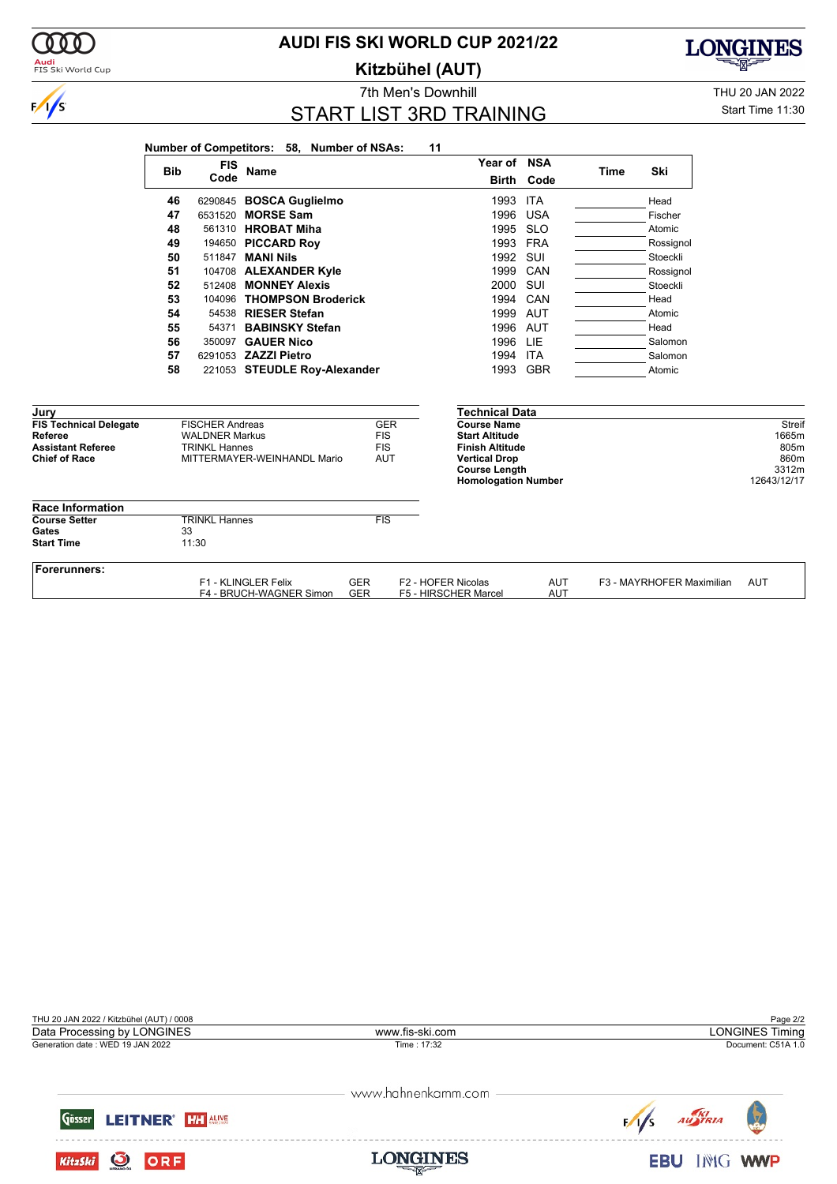# AUDI FIS SKI WORLD CUP 2021/22

## Kitzbühel (AUT)

7th Men's Downhill

THU 20 JAN 2022

## START LIST 3RD TRAINING

Start Time 11:30

**Number of Competitors: 58, Number of NSAs: 11**

| Bib | FIS Code | Name | Year of Birth | NSA Code | Time | Ski |
|---|---|---|---|---|---|---|
| 46 | 6290845 | **BOSCA Guglielmo** | 1993 | ITA | | Head |
| 47 | 6531520 | **MORSE Sam** | 1996 | USA | | Fischer |
| 48 | 561310 | **HROBAT Miha** | 1995 | SLO | | Atomic |
| 49 | 194650 | **PICCARD Roy** | 1993 | FRA | | Rossignol |
| 50 | 511847 | **MANI Nils** | 1992 | SUI | | Stoeckli |
| 51 | 104708 | **ALEXANDER Kyle** | 1999 | CAN | | Rossignol |
| 52 | 512408 | **MONNEY Alexis** | 2000 | SUI | | Stoeckli |
| 53 | 104096 | **THOMPSON Broderick** | 1994 | CAN | | Head |
| 54 | 54538 | **RIESER Stefan** | 1999 | AUT | | Atomic |
| 55 | 54371 | **BABINSKY Stefan** | 1996 | AUT | | Head |
| 56 | 350097 | **GAUER Nico** | 1996 | LIE | | Salomon |
| 57 | 6291053 | **ZAZZI Pietro** | 1994 | ITA | | Salomon |
| 58 | 221053 | **STEUDLE Roy-Alexander** | 1993 | GBR | | Atomic |

### Jury

| | | |
|---|---|---|
| **FIS Technical Delegate** | FISCHER Andreas | GER |
| **Referee** | WALDNER Markus | FIS |
| **Assistant Referee** | TRINKL Hannes | FIS |
| **Chief of Race** | MITTERMAYER-WEINHANDL Mario | AUT |

### Technical Data

| | |
|---|---|
| **Course Name** | Streif |
| **Start Altitude** | 1665m |
| **Finish Altitude** | 805m |
| **Vertical Drop** | 860m |
| **Course Length** | 3312m |
| **Homologation Number** | 12643/12/17 |

### Race Information

| | | |
|---|---|---|
| **Course Setter** | TRINKL Hannes | FIS |
| **Gates** | 33 | |
| **Start Time** | 11:30 | |

### Forerunners:

| | | | | | |
|---|---|---|---|---|---|
| F1 - KLINGLER Felix | GER | F2 - HOFER Nicolas | AUT | F3 - MAYRHOFER Maximilian | AUT |
| F4 - BRUCH-WAGNER Simon | GER | F5 - HIRSCHER Marcel | AUT | | |

THU 20 JAN 2022 / Kitzbühel (AUT) / 0008

Data Processing by LONGINES — www.fis-ski.com — LONGINES Timing

Generation date : WED 19 JAN 2022 — Time : 17:32 — Document: C51A 1.0

www.hahnenkamm.com